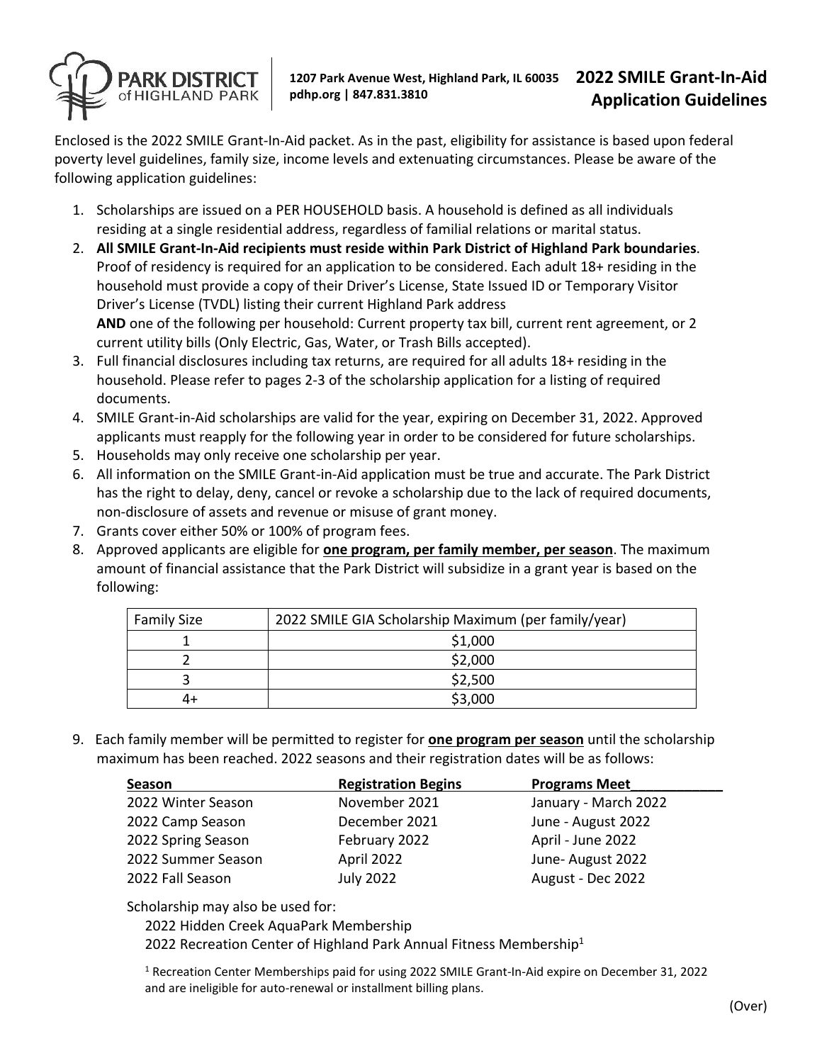PARK DISTRICT of HIGHLAND PARK

1207 Park Avenue West, Highland Park, IL 60035
pdhp.org | 847.831.3810

# 2022 SMILE Grant-In-Aid Application Guidelines

Enclosed is the 2022 SMILE Grant-In-Aid packet. As in the past, eligibility for assistance is based upon federal poverty level guidelines, family size, income levels and extenuating circumstances. Please be aware of the following application guidelines:

1. Scholarships are issued on a PER HOUSEHOLD basis. A household is defined as all individuals residing at a single residential address, regardless of familial relations or marital status.
2. **All SMILE Grant-In-Aid recipients must reside within Park District of Highland Park boundaries**. Proof of residency is required for an application to be considered. Each adult 18+ residing in the household must provide a copy of their Driver's License, State Issued ID or Temporary Visitor Driver's License (TVDL) listing their current Highland Park address
   **AND** one of the following per household: Current property tax bill, current rent agreement, or 2 current utility bills (Only Electric, Gas, Water, or Trash Bills accepted).
3. Full financial disclosures including tax returns, are required for all adults 18+ residing in the household. Please refer to pages 2-3 of the scholarship application for a listing of required documents.
4. SMILE Grant-in-Aid scholarships are valid for the year, expiring on December 31, 2022. Approved applicants must reapply for the following year in order to be considered for future scholarships.
5. Households may only receive one scholarship per year.
6. All information on the SMILE Grant-in-Aid application must be true and accurate. The Park District has the right to delay, deny, cancel or revoke a scholarship due to the lack of required documents, non-disclosure of assets and revenue or misuse of grant money.
7. Grants cover either 50% or 100% of program fees.
8. Approved applicants are eligible for **<u>one program, per family member, per season</u>**. The maximum amount of financial assistance that the Park District will subsidize in a grant year is based on the following:

| Family Size | 2022 SMILE GIA Scholarship Maximum (per family/year) |
|---|---|
| 1 | $1,000 |
| 2 | $2,000 |
| 3 | $2,500 |
| 4+ | $3,000 |

9. Each family member will be permitted to register for **<u>one program per season</u>** until the scholarship maximum has been reached. 2022 seasons and their registration dates will be as follows:

| Season | Registration Begins | Programs Meet |
|---|---|---|
| 2022 Winter Season | November 2021 | January - March 2022 |
| 2022 Camp Season | December 2021 | June - August 2022 |
| 2022 Spring Season | February 2022 | April - June 2022 |
| 2022 Summer Season | April 2022 | June- August 2022 |
| 2022 Fall Season | July 2022 | August - Dec 2022 |

Scholarship may also be used for:

2022 Hidden Creek AquaPark Membership

2022 Recreation Center of Highland Park Annual Fitness Membership[1]

[1] Recreation Center Memberships paid for using 2022 SMILE Grant-In-Aid expire on December 31, 2022 and are ineligible for auto-renewal or installment billing plans.

(Over)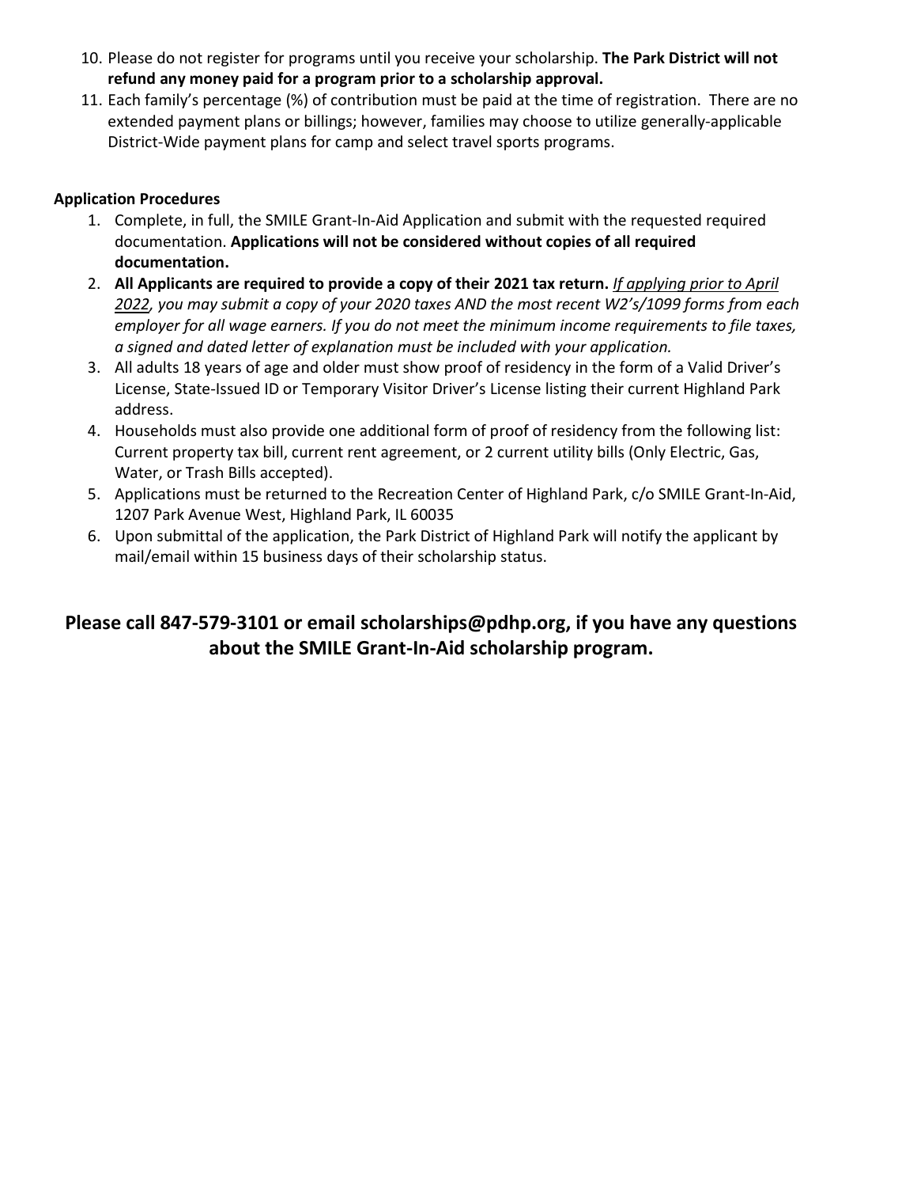10. Please do not register for programs until you receive your scholarship. **The Park District will not refund any money paid for a program prior to a scholarship approval.**
11. Each family's percentage (%) of contribution must be paid at the time of registration. There are no extended payment plans or billings; however, families may choose to utilize generally-applicable District-Wide payment plans for camp and select travel sports programs.

**Application Procedures**

1. Complete, in full, the SMILE Grant-In-Aid Application and submit with the requested required documentation. **Applications will not be considered without copies of all required documentation.**
2. **All Applicants are required to provide a copy of their 2021 tax return.** *If applying prior to April 2022, you may submit a copy of your 2020 taxes AND the most recent W2's/1099 forms from each employer for all wage earners. If you do not meet the minimum income requirements to file taxes, a signed and dated letter of explanation must be included with your application.*
3. All adults 18 years of age and older must show proof of residency in the form of a Valid Driver's License, State-Issued ID or Temporary Visitor Driver's License listing their current Highland Park address.
4. Households must also provide one additional form of proof of residency from the following list: Current property tax bill, current rent agreement, or 2 current utility bills (Only Electric, Gas, Water, or Trash Bills accepted).
5. Applications must be returned to the Recreation Center of Highland Park, c/o SMILE Grant-In-Aid, 1207 Park Avenue West, Highland Park, IL 60035
6. Upon submittal of the application, the Park District of Highland Park will notify the applicant by mail/email within 15 business days of their scholarship status.

**Please call 847-579-3101 or email scholarships@pdhp.org, if you have any questions about the SMILE Grant-In-Aid scholarship program.**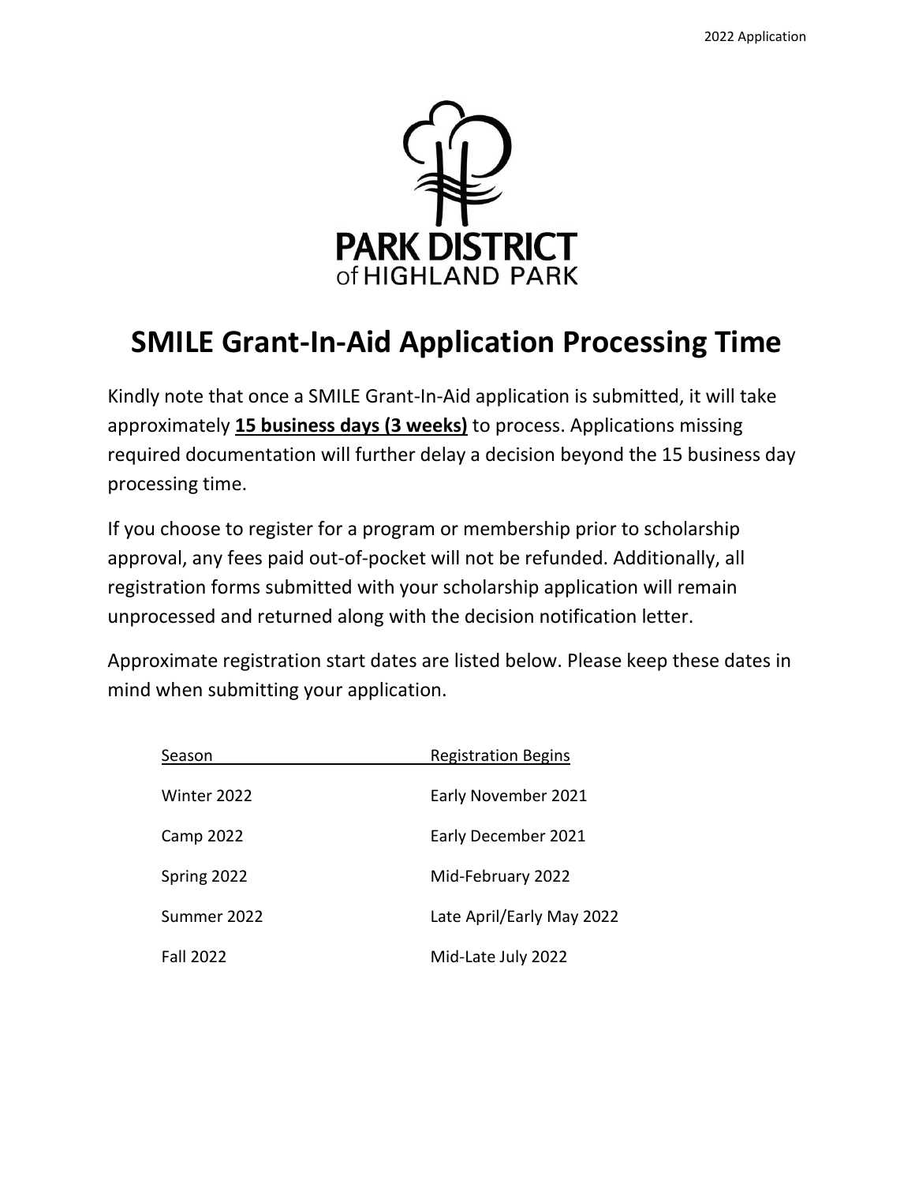PARK DISTRICT of HIGHLAND PARK

# SMILE Grant-In-Aid Application Processing Time

Kindly note that once a SMILE Grant-In-Aid application is submitted, it will take approximately **15 business days (3 weeks)** to process. Applications missing required documentation will further delay a decision beyond the 15 business day processing time.

If you choose to register for a program or membership prior to scholarship approval, any fees paid out-of-pocket will not be refunded. Additionally, all registration forms submitted with your scholarship application will remain unprocessed and returned along with the decision notification letter.

Approximate registration start dates are listed below. Please keep these dates in mind when submitting your application.

| Season | Registration Begins |
| --- | --- |
| Winter 2022 | Early November 2021 |
| Camp 2022 | Early December 2021 |
| Spring 2022 | Mid-February 2022 |
| Summer 2022 | Late April/Early May 2022 |
| Fall 2022 | Mid-Late July 2022 |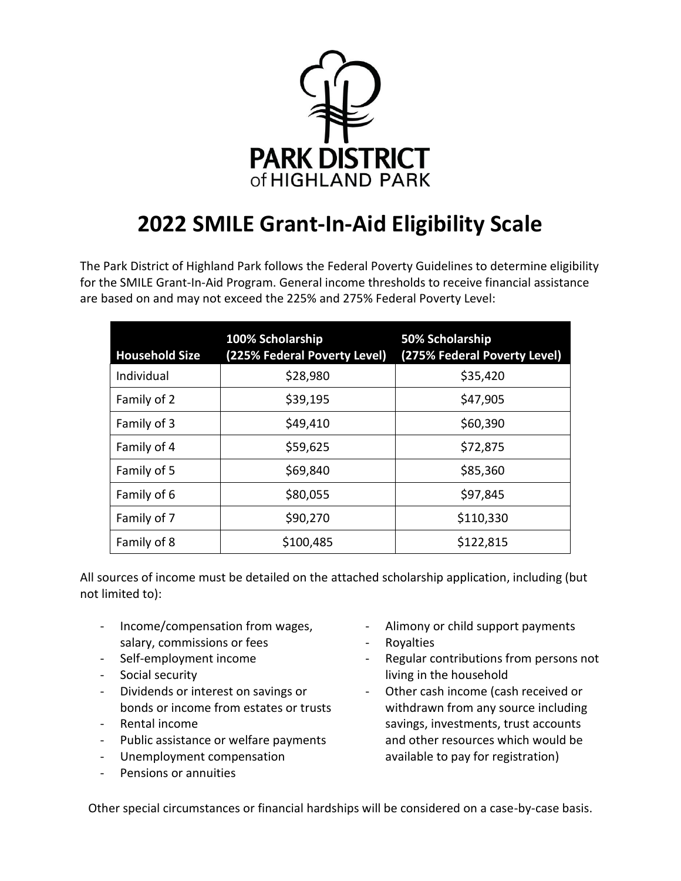PARK DISTRICT of HIGHLAND PARK

# 2022 SMILE Grant-In-Aid Eligibility Scale

The Park District of Highland Park follows the Federal Poverty Guidelines to determine eligibility for the SMILE Grant-In-Aid Program. General income thresholds to receive financial assistance are based on and may not exceed the 225% and 275% Federal Poverty Level:

| Household Size | 100% Scholarship (225% Federal Poverty Level) | 50% Scholarship (275% Federal Poverty Level) |
|---|---|---|
| Individual | $28,980 | $35,420 |
| Family of 2 | $39,195 | $47,905 |
| Family of 3 | $49,410 | $60,390 |
| Family of 4 | $59,625 | $72,875 |
| Family of 5 | $69,840 | $85,360 |
| Family of 6 | $80,055 | $97,845 |
| Family of 7 | $90,270 | $110,330 |
| Family of 8 | $100,485 | $122,815 |

All sources of income must be detailed on the attached scholarship application, including (but not limited to):

- Income/compensation from wages, salary, commissions or fees
- Self-employment income
- Social security
- Dividends or interest on savings or bonds or income from estates or trusts
- Rental income
- Public assistance or welfare payments
- Unemployment compensation
- Pensions or annuities
- Alimony or child support payments
- Royalties
- Regular contributions from persons not living in the household
- Other cash income (cash received or withdrawn from any source including savings, investments, trust accounts and other resources which would be available to pay for registration)

Other special circumstances or financial hardships will be considered on a case-by-case basis.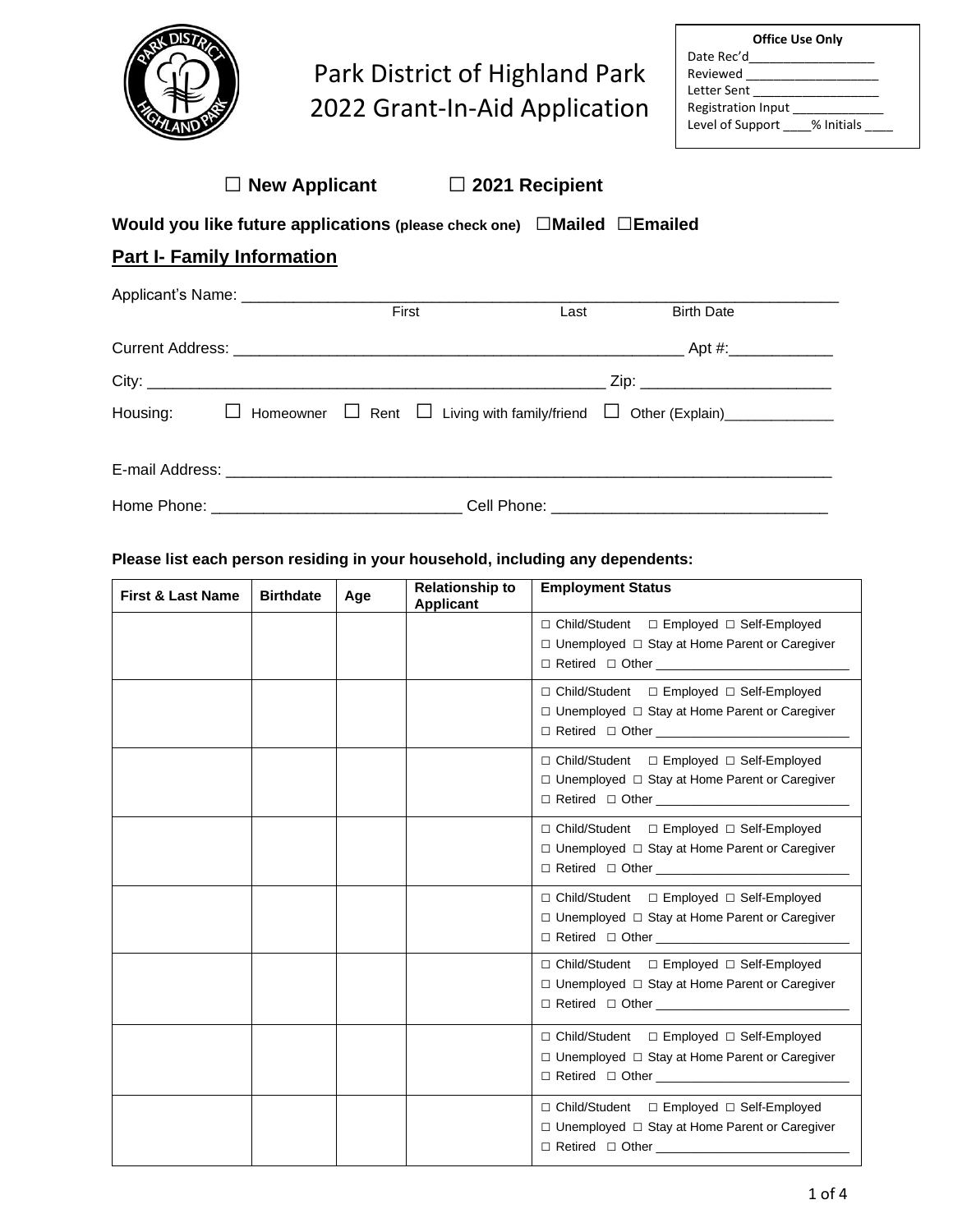# Park District of Highland Park
# 2022 Grant-In-Aid Application

**Office Use Only**
Date Rec'd__________________
Reviewed ___________________
Letter Sent __________________
Registration Input _____________
Level of Support ____% Initials ____

☐ **New Applicant** ☐ **2021 Recipient**

**Would you like future applications** (please check one) ☐**Mailed** ☐**Emailed**

## Part I- Family Information

Applicant's Name: ______________________________________________________________________
First Last Birth Date

Current Address: ____________________________________________________ Apt #:____________

City: ____________________________________________________ Zip: ______________________

Housing: ☐ Homeowner ☐ Rent ☐ Living with family/friend ☐ Other (Explain)_____________

E-mail Address: ________________________________________________________________________

Home Phone: ____________________________ Cell Phone: ______________________________

**Please list each person residing in your household, including any dependents:**

| First & Last Name | Birthdate | Age | Relationship to Applicant | Employment Status |
|---|---|---|---|---|
| | | | | ☐ Child/Student ☐ Employed ☐ Self-Employed ☐ Unemployed ☐ Stay at Home Parent or Caregiver ☐ Retired ☐ Other ___________ |
| | | | | ☐ Child/Student ☐ Employed ☐ Self-Employed ☐ Unemployed ☐ Stay at Home Parent or Caregiver ☐ Retired ☐ Other ___________ |
| | | | | ☐ Child/Student ☐ Employed ☐ Self-Employed ☐ Unemployed ☐ Stay at Home Parent or Caregiver ☐ Retired ☐ Other ___________ |
| | | | | ☐ Child/Student ☐ Employed ☐ Self-Employed ☐ Unemployed ☐ Stay at Home Parent or Caregiver ☐ Retired ☐ Other ___________ |
| | | | | ☐ Child/Student ☐ Employed ☐ Self-Employed ☐ Unemployed ☐ Stay at Home Parent or Caregiver ☐ Retired ☐ Other ___________ |
| | | | | ☐ Child/Student ☐ Employed ☐ Self-Employed ☐ Unemployed ☐ Stay at Home Parent or Caregiver ☐ Retired ☐ Other ___________ |
| | | | | ☐ Child/Student ☐ Employed ☐ Self-Employed ☐ Unemployed ☐ Stay at Home Parent or Caregiver ☐ Retired ☐ Other ___________ |
| | | | | ☐ Child/Student ☐ Employed ☐ Self-Employed ☐ Unemployed ☐ Stay at Home Parent or Caregiver ☐ Retired ☐ Other ___________ |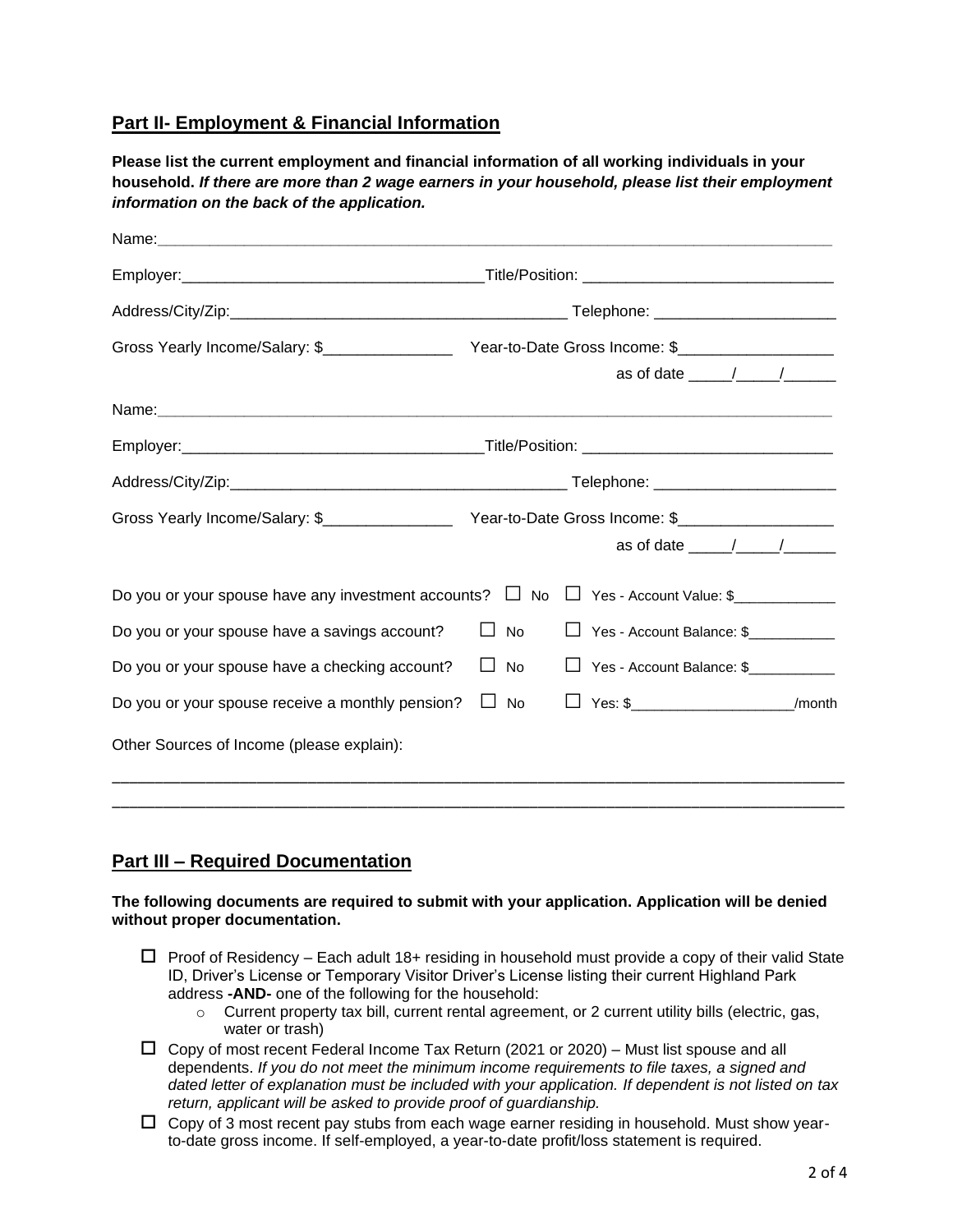## Part II- Employment & Financial Information

**Please list the current employment and financial information of all working individuals in your household.** ***If there are more than 2 wage earners in your household, please list their employment information on the back of the application.***

Name:_______________________________________________________________________________

Employer:___________________________________Title/Position: _____________________________

Address/City/Zip:_______________________________________ Telephone: ____________________

Gross Yearly Income/Salary: $_______________ Year-to-Date Gross Income: $__________________

as of date _____/_____/______

Name:_______________________________________________________________________________

Employer:___________________________________Title/Position: _____________________________

Address/City/Zip:_______________________________________ Telephone: ____________________

Gross Yearly Income/Salary: $_______________ Year-to-Date Gross Income: $__________________

as of date _____/_____/______

Do you or your spouse have any investment accounts? ☐ No ☐ Yes - Account Value: $____________

Do you or your spouse have a savings account? ☐ No ☐ Yes - Account Balance: $__________

Do you or your spouse have a checking account? ☐ No ☐ Yes - Account Balance: $__________

Do you or your spouse receive a monthly pension? ☐ No ☐ Yes: $___________________/month

Other Sources of Income (please explain):

_____________________________________________________________________________________

_____________________________________________________________________________________

## Part III – Required Documentation

**The following documents are required to submit with your application. Application will be denied without proper documentation.**

- ☐ Proof of Residency – Each adult 18+ residing in household must provide a copy of their valid State ID, Driver's License or Temporary Visitor Driver's License listing their current Highland Park address **-AND-** one of the following for the household:
  - Current property tax bill, current rental agreement, or 2 current utility bills (electric, gas, water or trash)
- ☐ Copy of most recent Federal Income Tax Return (2021 or 2020) – Must list spouse and all dependents. *If you do not meet the minimum income requirements to file taxes, a signed and dated letter of explanation must be included with your application. If dependent is not listed on tax return, applicant will be asked to provide proof of guardianship.*
- ☐ Copy of 3 most recent pay stubs from each wage earner residing in household. Must show year-to-date gross income. If self-employed, a year-to-date profit/loss statement is required.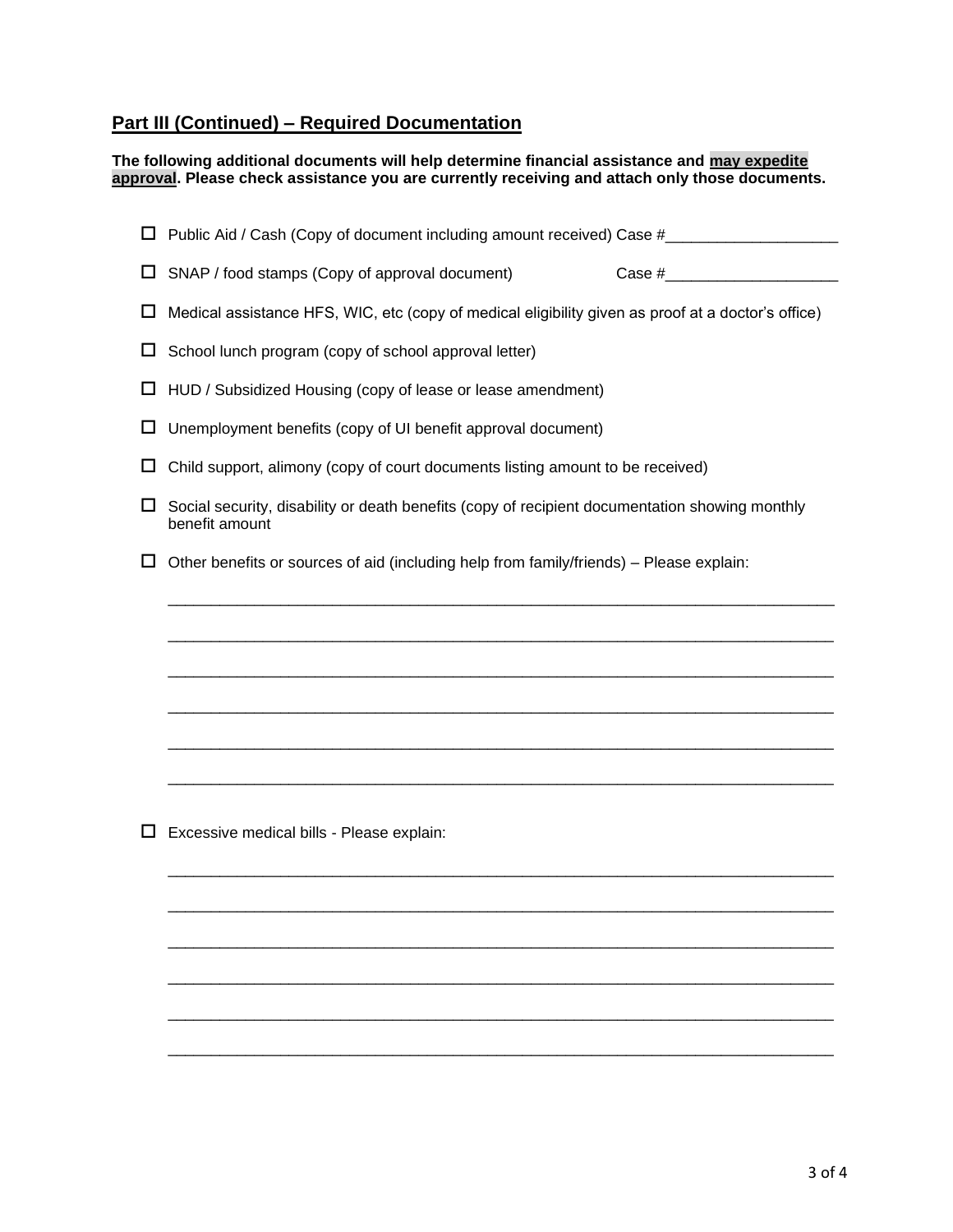## Part III (Continued) – Required Documentation

**The following additional documents will help determine financial assistance and <u>may expedite approval</u>. Please check assistance you are currently receiving and attach only those documents.**

- ☐ Public Aid / Cash (Copy of document including amount received) Case #____________________
- ☐ SNAP / food stamps (Copy of approval document) Case #____________________
- ☐ Medical assistance HFS, WIC, etc (copy of medical eligibility given as proof at a doctor's office)
- ☐ School lunch program (copy of school approval letter)
- ☐ HUD / Subsidized Housing (copy of lease or lease amendment)
- ☐ Unemployment benefits (copy of UI benefit approval document)
- ☐ Child support, alimony (copy of court documents listing amount to be received)
- ☐ Social security, disability or death benefits (copy of recipient documentation showing monthly benefit amount
- ☐ Other benefits or sources of aid (including help from family/friends) – Please explain:

  ______________________________________________________________________________

  ______________________________________________________________________________

  ______________________________________________________________________________

  ______________________________________________________________________________

  ______________________________________________________________________________

  ______________________________________________________________________________

- ☐ Excessive medical bills - Please explain:

  ______________________________________________________________________________

  ______________________________________________________________________________

  ______________________________________________________________________________

  ______________________________________________________________________________

  ______________________________________________________________________________

  ______________________________________________________________________________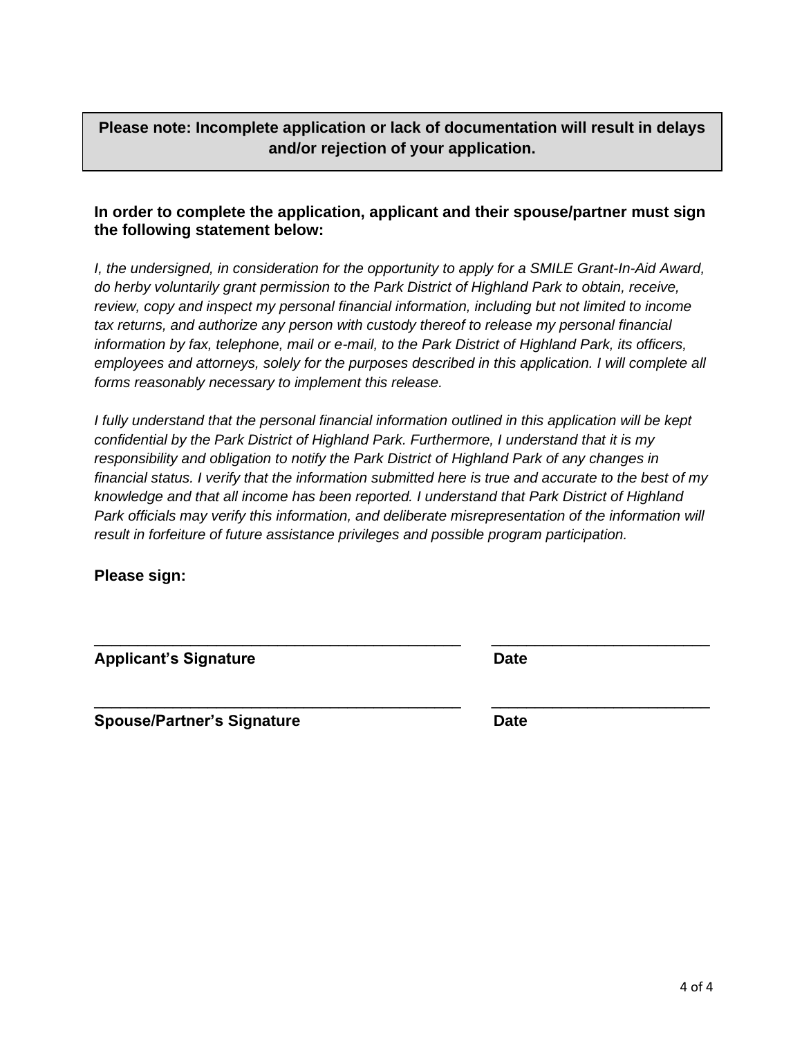**Please note: Incomplete application or lack of documentation will result in delays and/or rejection of your application.**

**In order to complete the application, applicant and their spouse/partner must sign the following statement below:**

*I, the undersigned, in consideration for the opportunity to apply for a SMILE Grant-In-Aid Award, do herby voluntarily grant permission to the Park District of Highland Park to obtain, receive, review, copy and inspect my personal financial information, including but not limited to income tax returns, and authorize any person with custody thereof to release my personal financial information by fax, telephone, mail or e-mail, to the Park District of Highland Park, its officers, employees and attorneys, solely for the purposes described in this application. I will complete all forms reasonably necessary to implement this release.*

*I fully understand that the personal financial information outlined in this application will be kept confidential by the Park District of Highland Park. Furthermore, I understand that it is my responsibility and obligation to notify the Park District of Highland Park of any changes in financial status. I verify that the information submitted here is true and accurate to the best of my knowledge and that all income has been reported. I understand that Park District of Highland Park officials may verify this information, and deliberate misrepresentation of the information will result in forfeiture of future assistance privileges and possible program participation.*

**Please sign:**

_____________________________________________ __________________________

**Applicant's Signature** **Date**

_____________________________________________ __________________________

**Spouse/Partner's Signature** **Date**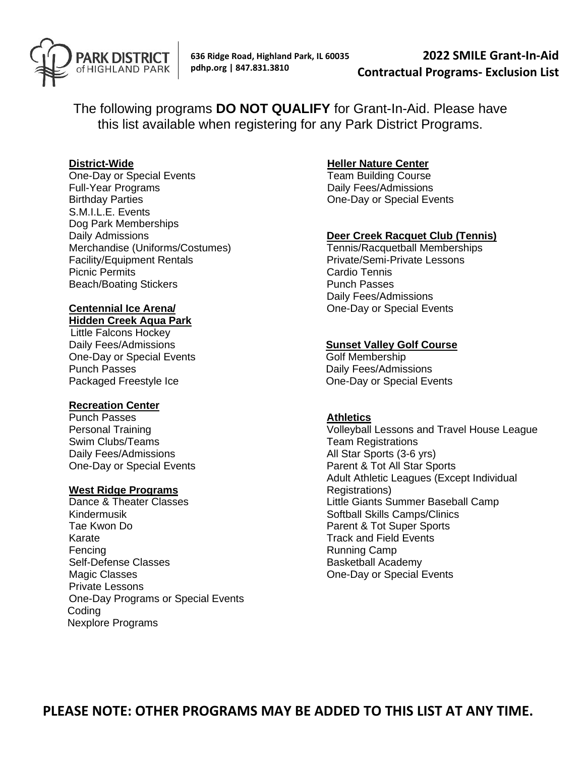PARK DISTRICT of HIGHLAND PARK

636 Ridge Road, Highland Park, IL 60035
pdhp.org | 847.831.3810

# 2022 SMILE Grant-In-Aid Contractual Programs- Exclusion List

The following programs **DO NOT QUALIFY** for Grant-In-Aid. Please have this list available when registering for any Park District Programs.

**District-Wide**

One-Day or Special Events
Full-Year Programs
Birthday Parties
S.M.I.L.E. Events
Dog Park Memberships
Daily Admissions
Merchandise (Uniforms/Costumes)
Facility/Equipment Rentals
Picnic Permits
Beach/Boating Stickers

**Centennial Ice Arena/ Hidden Creek Aqua Park**

Little Falcons Hockey
Daily Fees/Admissions
One-Day or Special Events
Punch Passes
Packaged Freestyle Ice

**Recreation Center**

Punch Passes
Personal Training
Swim Clubs/Teams
Daily Fees/Admissions
One-Day or Special Events

**West Ridge Programs**

Dance & Theater Classes
Kindermusik
Tae Kwon Do
Karate
Fencing
Self-Defense Classes
Magic Classes
Private Lessons
One-Day Programs or Special Events
Coding
Nexplore Programs

**Heller Nature Center**

Team Building Course
Daily Fees/Admissions
One-Day or Special Events

**Deer Creek Racquet Club (Tennis)**

Tennis/Racquetball Memberships
Private/Semi-Private Lessons
Cardio Tennis
Punch Passes
Daily Fees/Admissions
One-Day or Special Events

**Sunset Valley Golf Course**

Golf Membership
Daily Fees/Admissions
One-Day or Special Events

**Athletics**

Volleyball Lessons and Travel House League
Team Registrations
All Star Sports (3-6 yrs)
Parent & Tot All Star Sports
Adult Athletic Leagues (Except Individual Registrations)
Little Giants Summer Baseball Camp
Softball Skills Camps/Clinics
Parent & Tot Super Sports
Track and Field Events
Running Camp
Basketball Academy
One-Day or Special Events

**PLEASE NOTE: OTHER PROGRAMS MAY BE ADDED TO THIS LIST AT ANY TIME.**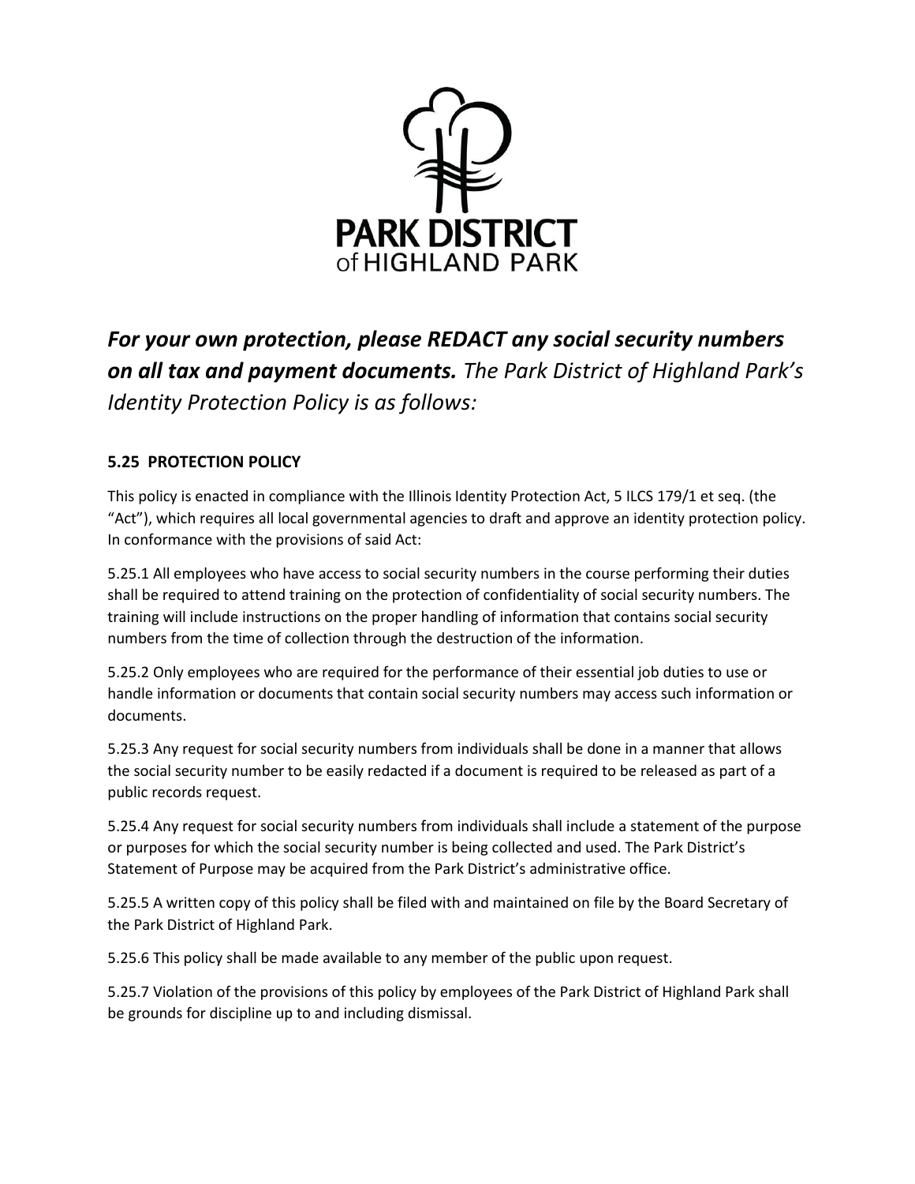PARK DISTRICT
of HIGHLAND PARK

***For your own protection, please REDACT any social security numbers on all tax and payment documents.*** *The Park District of Highland Park's Identity Protection Policy is as follows:*

### 5.25 PROTECTION POLICY

This policy is enacted in compliance with the Illinois Identity Protection Act, 5 ILCS 179/1 et seq. (the "Act"), which requires all local governmental agencies to draft and approve an identity protection policy. In conformance with the provisions of said Act:

5.25.1 All employees who have access to social security numbers in the course performing their duties shall be required to attend training on the protection of confidentiality of social security numbers. The training will include instructions on the proper handling of information that contains social security numbers from the time of collection through the destruction of the information.

5.25.2 Only employees who are required for the performance of their essential job duties to use or handle information or documents that contain social security numbers may access such information or documents.

5.25.3 Any request for social security numbers from individuals shall be done in a manner that allows the social security number to be easily redacted if a document is required to be released as part of a public records request.

5.25.4 Any request for social security numbers from individuals shall include a statement of the purpose or purposes for which the social security number is being collected and used. The Park District's Statement of Purpose may be acquired from the Park District's administrative office.

5.25.5 A written copy of this policy shall be filed with and maintained on file by the Board Secretary of the Park District of Highland Park.

5.25.6 This policy shall be made available to any member of the public upon request.

5.25.7 Violation of the provisions of this policy by employees of the Park District of Highland Park shall be grounds for discipline up to and including dismissal.